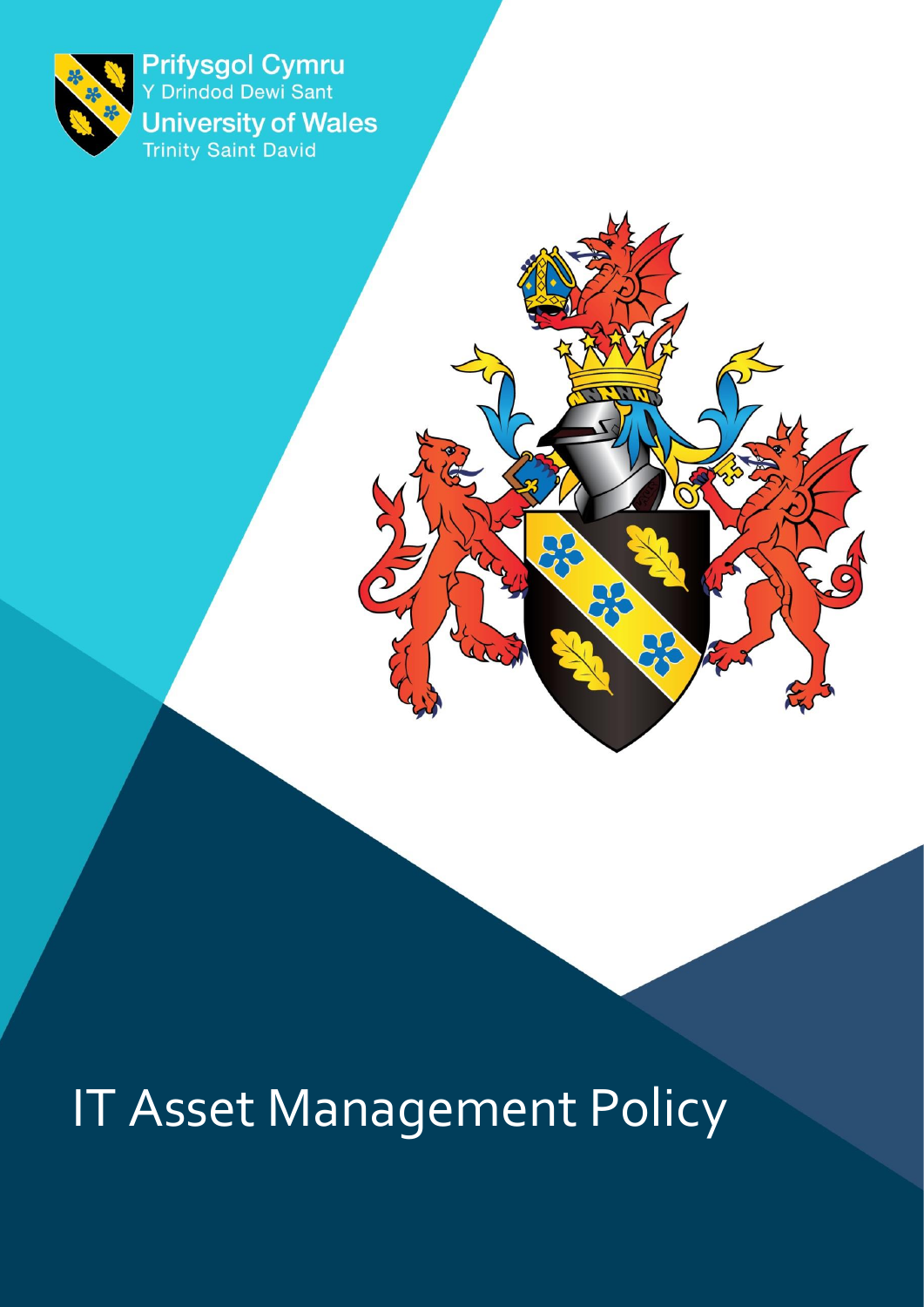Prifysgol Cymru
Y Drindod Dewi Sant
University of Wales
Trinity Saint David

# IT Asset Management Policy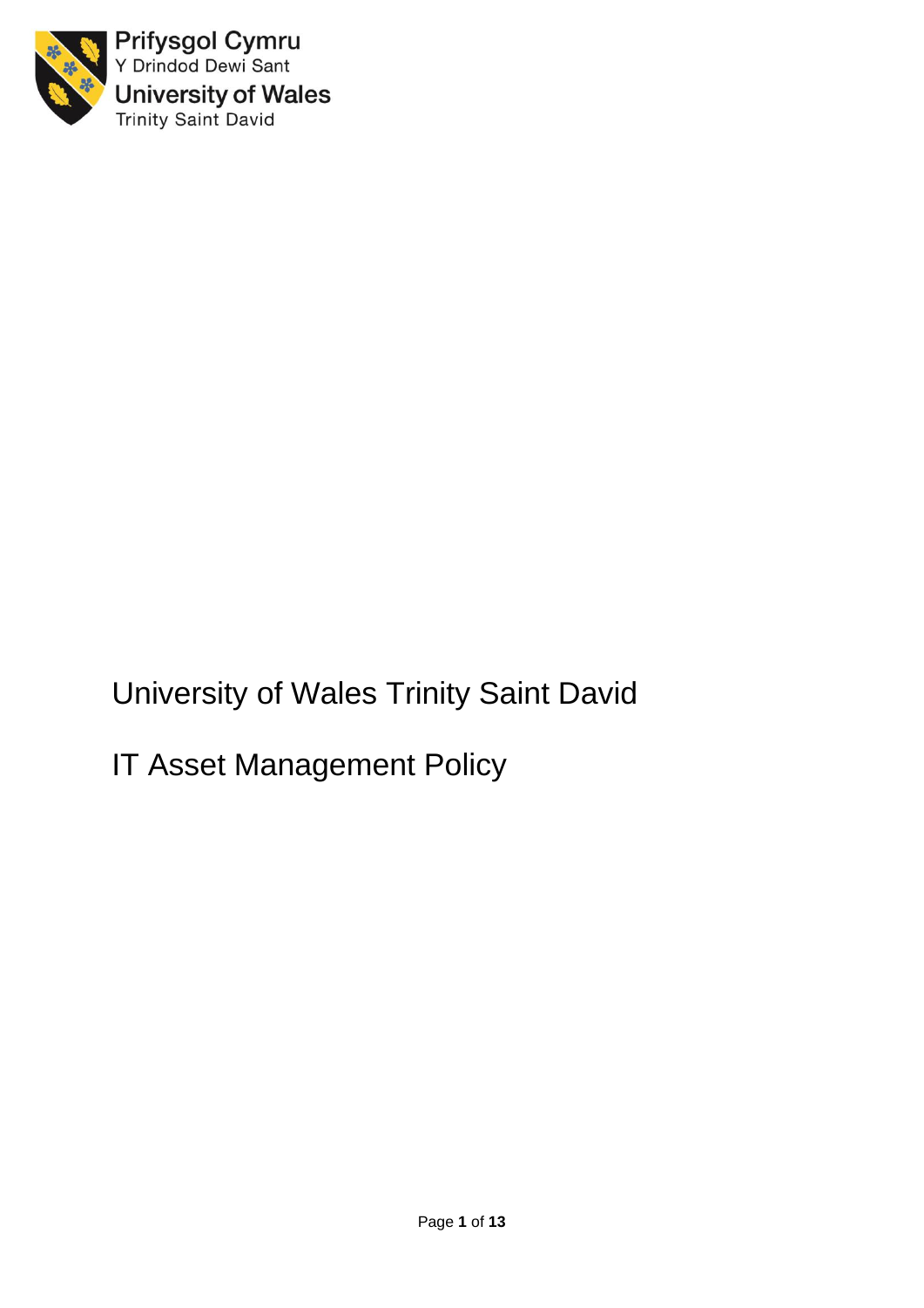Prifysgol Cymru
Y Drindod Dewi Sant
University of Wales
Trinity Saint David

# University of Wales Trinity Saint David

# IT Asset Management Policy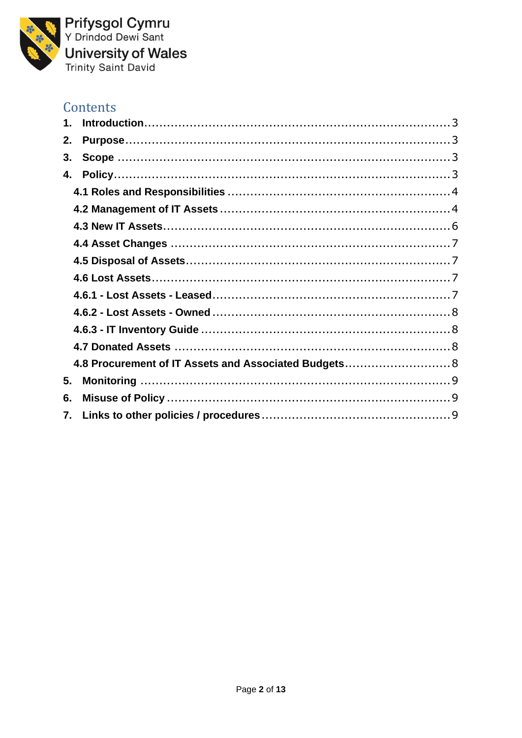## Contents

1. **Introduction** ..... 3
2. **Purpose** ..... 3
3. **Scope** ..... 3
4. **Policy** ..... 3
   - **4.1 Roles and Responsibilities** ..... 4
   - **4.2 Management of IT Assets** ..... 4
   - **4.3 New IT Assets** ..... 6
   - **4.4 Asset Changes** ..... 7
   - **4.5 Disposal of Assets** ..... 7
   - **4.6 Lost Assets** ..... 7
   - **4.6.1 - Lost Assets - Leased** ..... 7
   - **4.6.2 - Lost Assets - Owned** ..... 8
   - **4.6.3 - IT Inventory Guide** ..... 8
   - **4.7 Donated Assets** ..... 8
   - **4.8 Procurement of IT Assets and Associated Budgets** ..... 8
5. **Monitoring** ..... 9
6. **Misuse of Policy** ..... 9
7. **Links to other policies / procedures** ..... 9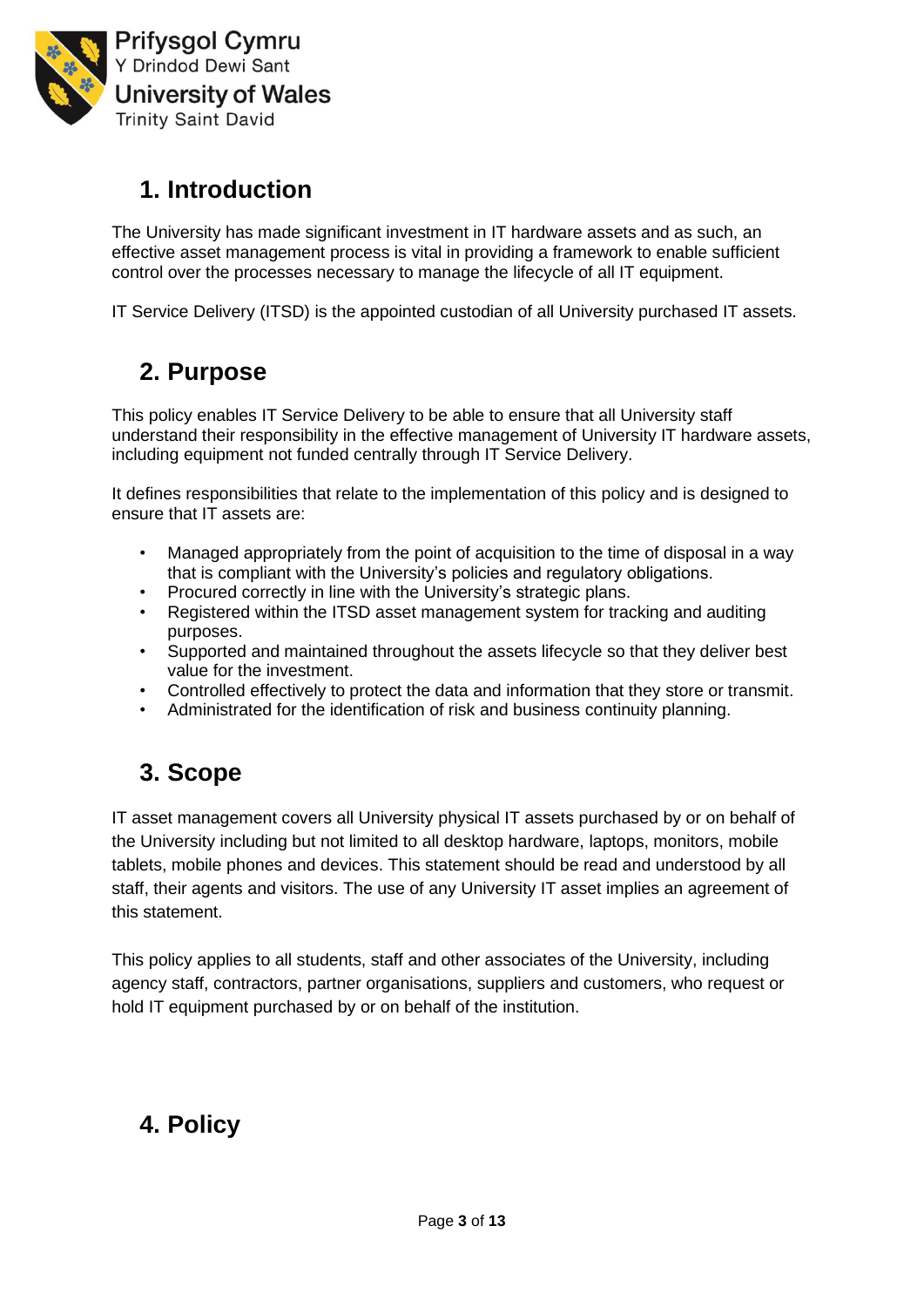## 1. Introduction

The University has made significant investment in IT hardware assets and as such, an effective asset management process is vital in providing a framework to enable sufficient control over the processes necessary to manage the lifecycle of all IT equipment.

IT Service Delivery (ITSD) is the appointed custodian of all University purchased IT assets.

## 2. Purpose

This policy enables IT Service Delivery to be able to ensure that all University staff understand their responsibility in the effective management of University IT hardware assets, including equipment not funded centrally through IT Service Delivery.

It defines responsibilities that relate to the implementation of this policy and is designed to ensure that IT assets are:

- Managed appropriately from the point of acquisition to the time of disposal in a way that is compliant with the University's policies and regulatory obligations.
- Procured correctly in line with the University's strategic plans.
- Registered within the ITSD asset management system for tracking and auditing purposes.
- Supported and maintained throughout the assets lifecycle so that they deliver best value for the investment.
- Controlled effectively to protect the data and information that they store or transmit.
- Administrated for the identification of risk and business continuity planning.

## 3. Scope

IT asset management covers all University physical IT assets purchased by or on behalf of the University including but not limited to all desktop hardware, laptops, monitors, mobile tablets, mobile phones and devices. This statement should be read and understood by all staff, their agents and visitors. The use of any University IT asset implies an agreement of this statement.

This policy applies to all students, staff and other associates of the University, including agency staff, contractors, partner organisations, suppliers and customers, who request or hold IT equipment purchased by or on behalf of the institution.

## 4. Policy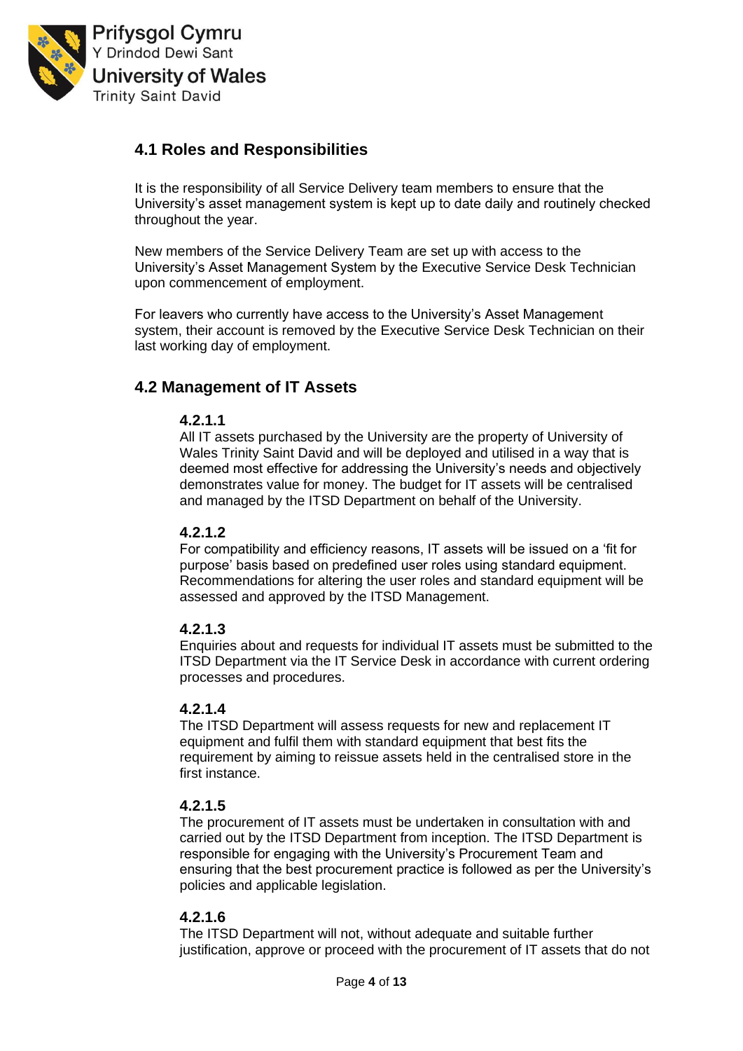## 4.1 Roles and Responsibilities

It is the responsibility of all Service Delivery team members to ensure that the University's asset management system is kept up to date daily and routinely checked throughout the year.

New members of the Service Delivery Team are set up with access to the University's Asset Management System by the Executive Service Desk Technician upon commencement of employment.

For leavers who currently have access to the University's Asset Management system, their account is removed by the Executive Service Desk Technician on their last working day of employment.

## 4.2 Management of IT Assets

### 4.2.1.1

All IT assets purchased by the University are the property of University of Wales Trinity Saint David and will be deployed and utilised in a way that is deemed most effective for addressing the University's needs and objectively demonstrates value for money. The budget for IT assets will be centralised and managed by the ITSD Department on behalf of the University.

### 4.2.1.2

For compatibility and efficiency reasons, IT assets will be issued on a 'fit for purpose' basis based on predefined user roles using standard equipment. Recommendations for altering the user roles and standard equipment will be assessed and approved by the ITSD Management.

### 4.2.1.3

Enquiries about and requests for individual IT assets must be submitted to the ITSD Department via the IT Service Desk in accordance with current ordering processes and procedures.

### 4.2.1.4

The ITSD Department will assess requests for new and replacement IT equipment and fulfil them with standard equipment that best fits the requirement by aiming to reissue assets held in the centralised store in the first instance.

### 4.2.1.5

The procurement of IT assets must be undertaken in consultation with and carried out by the ITSD Department from inception. The ITSD Department is responsible for engaging with the University's Procurement Team and ensuring that the best procurement practice is followed as per the University's policies and applicable legislation.

### 4.2.1.6

The ITSD Department will not, without adequate and suitable further justification, approve or proceed with the procurement of IT assets that do not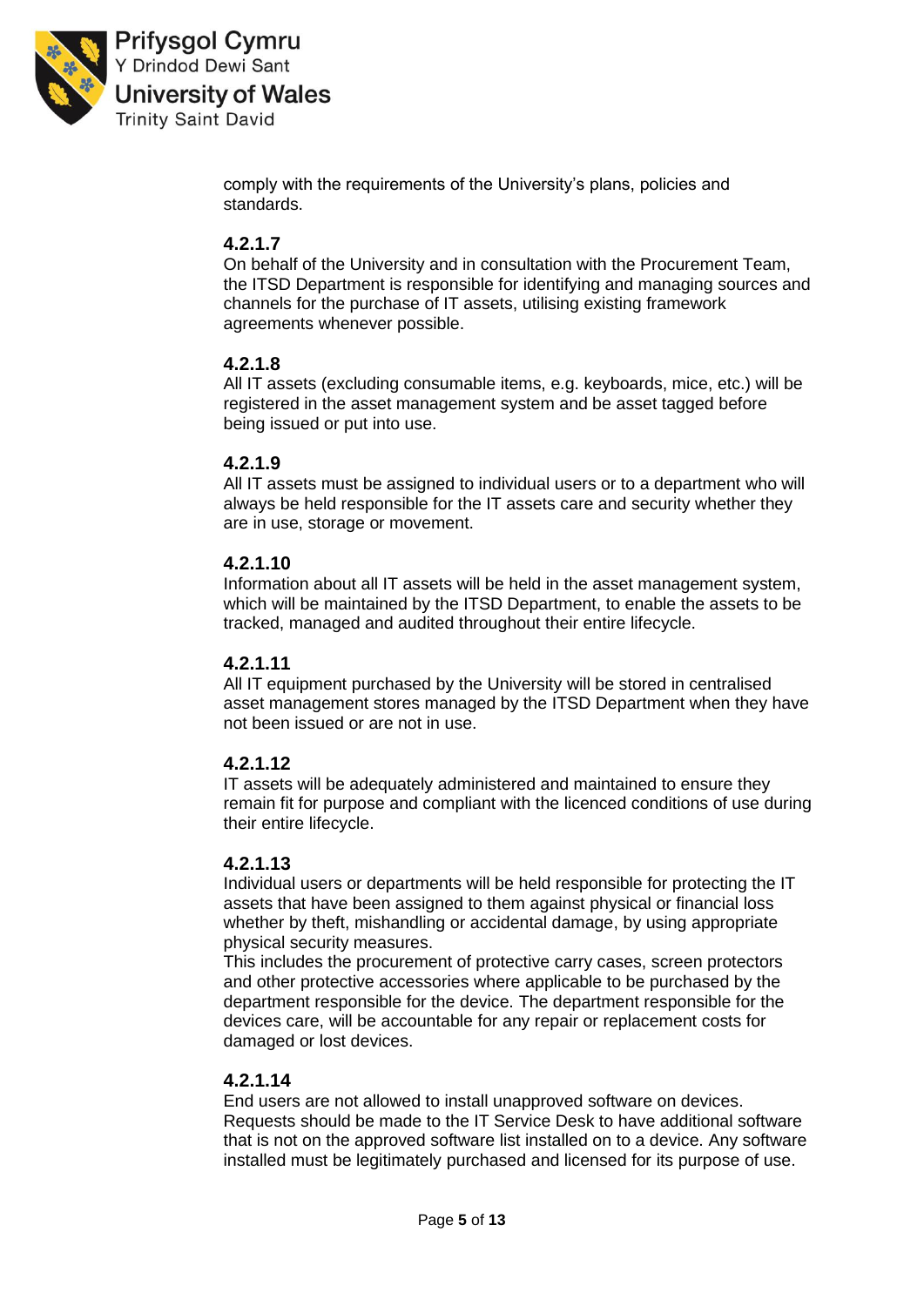comply with the requirements of the University's plans, policies and standards.

#### 4.2.1.7

On behalf of the University and in consultation with the Procurement Team, the ITSD Department is responsible for identifying and managing sources and channels for the purchase of IT assets, utilising existing framework agreements whenever possible.

#### 4.2.1.8

All IT assets (excluding consumable items, e.g. keyboards, mice, etc.) will be registered in the asset management system and be asset tagged before being issued or put into use.

#### 4.2.1.9

All IT assets must be assigned to individual users or to a department who will always be held responsible for the IT assets care and security whether they are in use, storage or movement.

#### 4.2.1.10

Information about all IT assets will be held in the asset management system, which will be maintained by the ITSD Department, to enable the assets to be tracked, managed and audited throughout their entire lifecycle.

#### 4.2.1.11

All IT equipment purchased by the University will be stored in centralised asset management stores managed by the ITSD Department when they have not been issued or are not in use.

#### 4.2.1.12

IT assets will be adequately administered and maintained to ensure they remain fit for purpose and compliant with the licenced conditions of use during their entire lifecycle.

#### 4.2.1.13

Individual users or departments will be held responsible for protecting the IT assets that have been assigned to them against physical or financial loss whether by theft, mishandling or accidental damage, by using appropriate physical security measures.
This includes the procurement of protective carry cases, screen protectors and other protective accessories where applicable to be purchased by the department responsible for the device. The department responsible for the devices care, will be accountable for any repair or replacement costs for damaged or lost devices.

#### 4.2.1.14

End users are not allowed to install unapproved software on devices. Requests should be made to the IT Service Desk to have additional software that is not on the approved software list installed on to a device. Any software installed must be legitimately purchased and licensed for its purpose of use.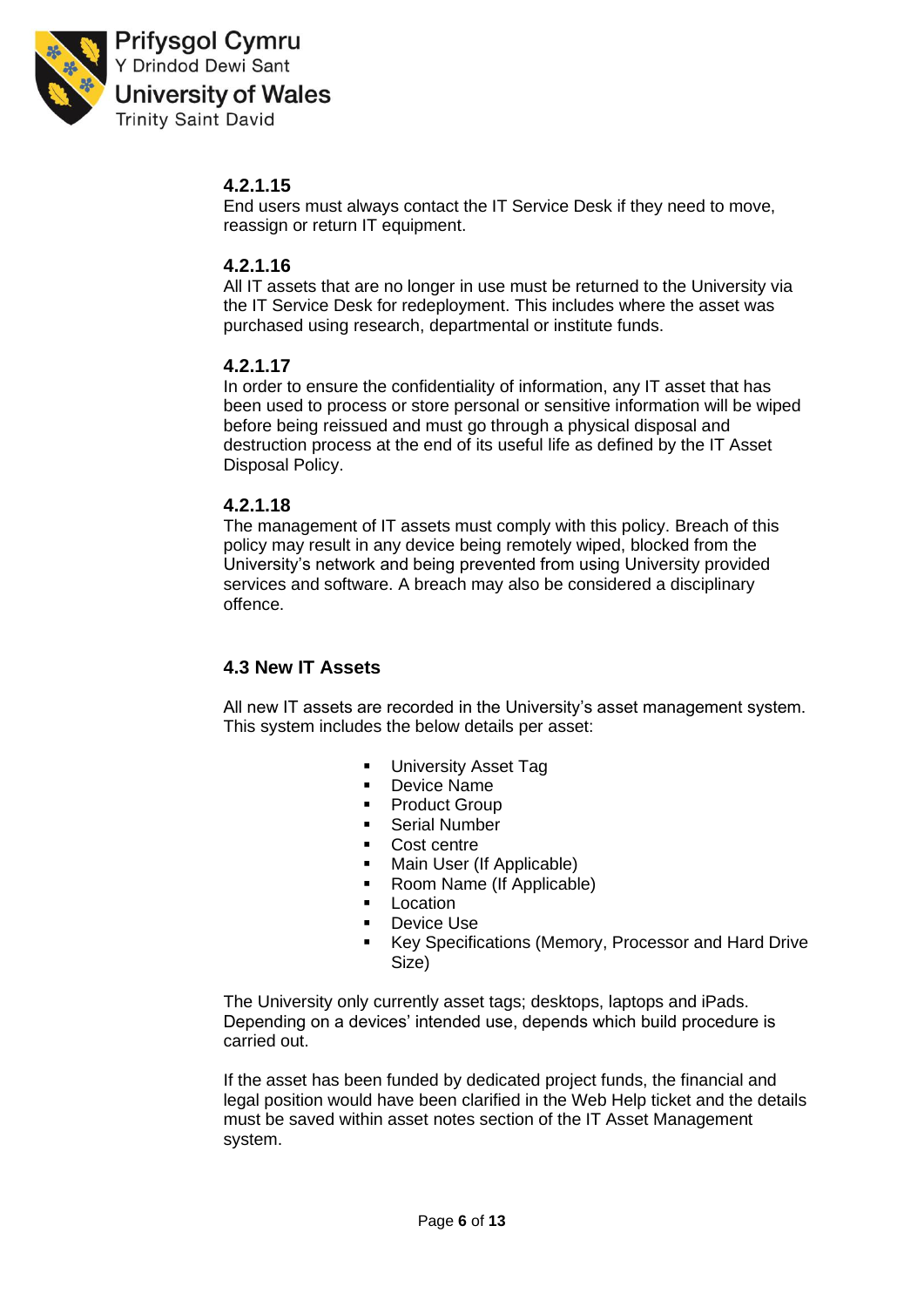#### 4.2.1.15

End users must always contact the IT Service Desk if they need to move, reassign or return IT equipment.

#### 4.2.1.16

All IT assets that are no longer in use must be returned to the University via the IT Service Desk for redeployment. This includes where the asset was purchased using research, departmental or institute funds.

#### 4.2.1.17

In order to ensure the confidentiality of information, any IT asset that has been used to process or store personal or sensitive information will be wiped before being reissued and must go through a physical disposal and destruction process at the end of its useful life as defined by the IT Asset Disposal Policy.

#### 4.2.1.18

The management of IT assets must comply with this policy. Breach of this policy may result in any device being remotely wiped, blocked from the University's network and being prevented from using University provided services and software. A breach may also be considered a disciplinary offence.

### 4.3 New IT Assets

All new IT assets are recorded in the University's asset management system. This system includes the below details per asset:

- University Asset Tag
- Device Name
- Product Group
- Serial Number
- Cost centre
- Main User (If Applicable)
- Room Name (If Applicable)
- Location
- Device Use
- Key Specifications (Memory, Processor and Hard Drive Size)

The University only currently asset tags; desktops, laptops and iPads. Depending on a devices' intended use, depends which build procedure is carried out.

If the asset has been funded by dedicated project funds, the financial and legal position would have been clarified in the Web Help ticket and the details must be saved within asset notes section of the IT Asset Management system.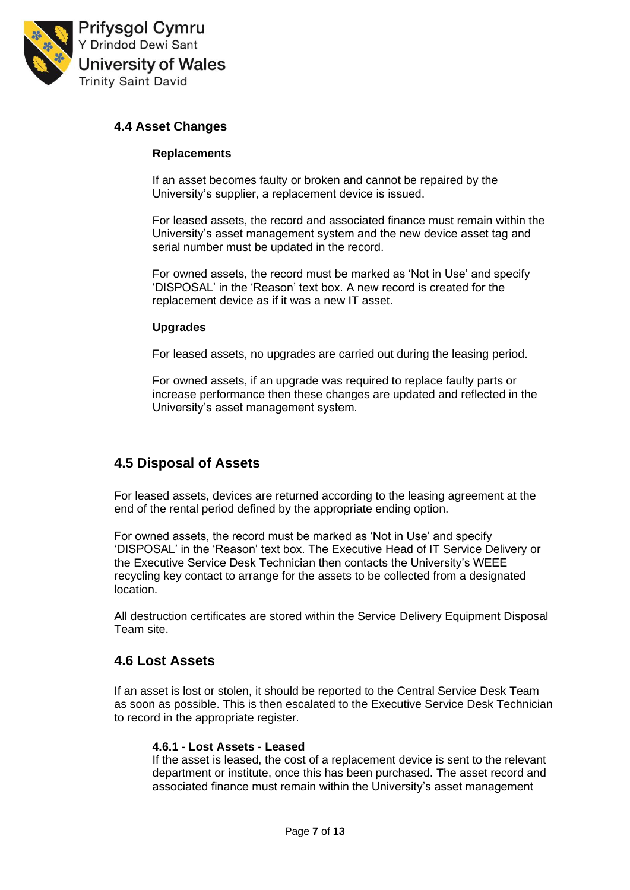## 4.4 Asset Changes

**Replacements**

If an asset becomes faulty or broken and cannot be repaired by the University's supplier, a replacement device is issued.

For leased assets, the record and associated finance must remain within the University's asset management system and the new device asset tag and serial number must be updated in the record.

For owned assets, the record must be marked as 'Not in Use' and specify 'DISPOSAL' in the 'Reason' text box. A new record is created for the replacement device as if it was a new IT asset.

**Upgrades**

For leased assets, no upgrades are carried out during the leasing period.

For owned assets, if an upgrade was required to replace faulty parts or increase performance then these changes are updated and reflected in the University's asset management system.

## 4.5 Disposal of Assets

For leased assets, devices are returned according to the leasing agreement at the end of the rental period defined by the appropriate ending option.

For owned assets, the record must be marked as 'Not in Use' and specify 'DISPOSAL' in the 'Reason' text box. The Executive Head of IT Service Delivery or the Executive Service Desk Technician then contacts the University's WEEE recycling key contact to arrange for the assets to be collected from a designated location.

All destruction certificates are stored within the Service Delivery Equipment Disposal Team site.

## 4.6 Lost Assets

If an asset is lost or stolen, it should be reported to the Central Service Desk Team as soon as possible. This is then escalated to the Executive Service Desk Technician to record in the appropriate register.

**4.6.1 - Lost Assets - Leased**

If the asset is leased, the cost of a replacement device is sent to the relevant department or institute, once this has been purchased. The asset record and associated finance must remain within the University's asset management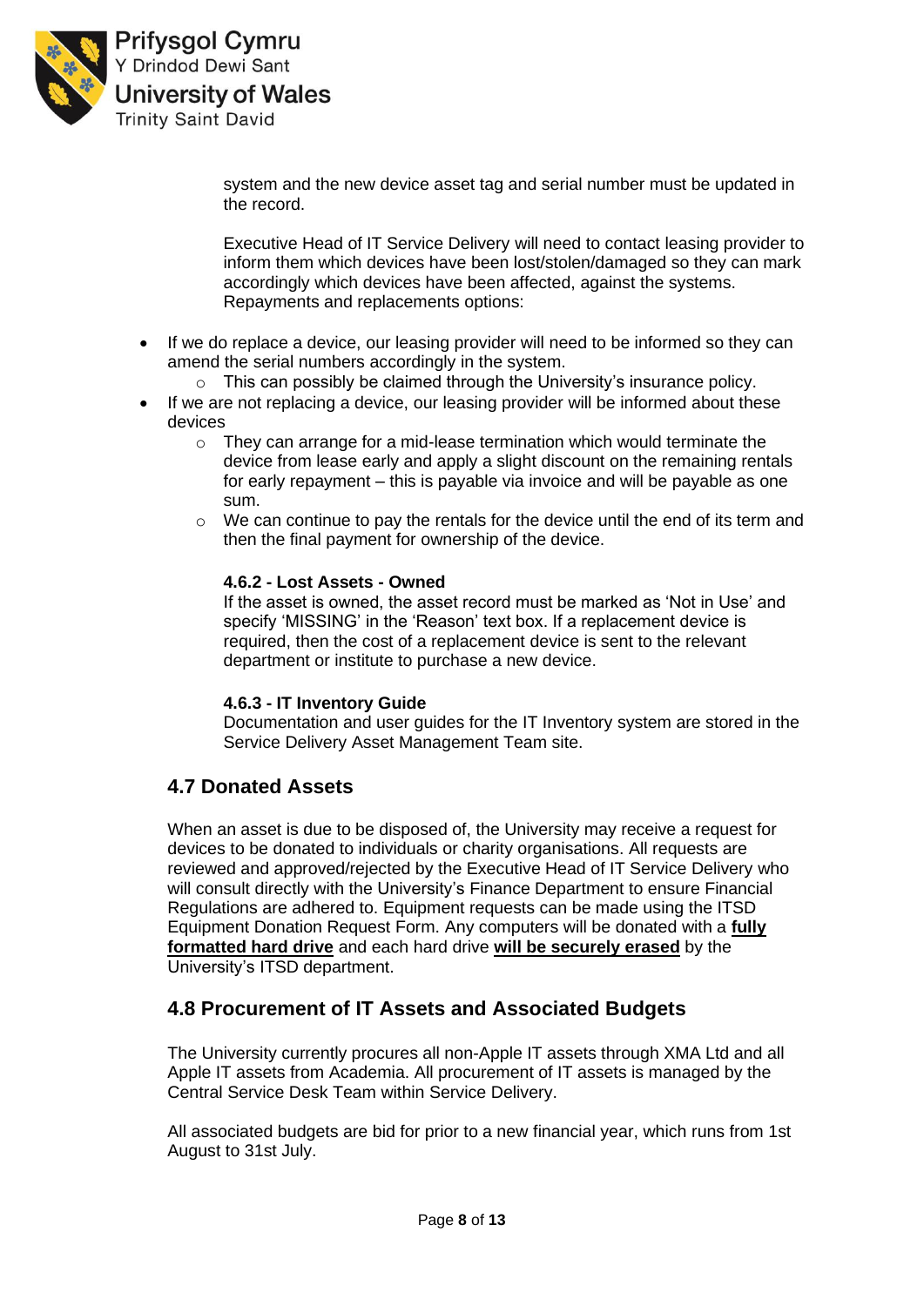system and the new device asset tag and serial number must be updated in the record.

Executive Head of IT Service Delivery will need to contact leasing provider to inform them which devices have been lost/stolen/damaged so they can mark accordingly which devices have been affected, against the systems. Repayments and replacements options:

- If we do replace a device, our leasing provider will need to be informed so they can amend the serial numbers accordingly in the system.
  - This can possibly be claimed through the University's insurance policy.
- If we are not replacing a device, our leasing provider will be informed about these devices
  - They can arrange for a mid-lease termination which would terminate the device from lease early and apply a slight discount on the remaining rentals for early repayment – this is payable via invoice and will be payable as one sum.
  - We can continue to pay the rentals for the device until the end of its term and then the final payment for ownership of the device.

#### 4.6.2 - Lost Assets - Owned

If the asset is owned, the asset record must be marked as 'Not in Use' and specify 'MISSING' in the 'Reason' text box. If a replacement device is required, then the cost of a replacement device is sent to the relevant department or institute to purchase a new device.

#### 4.6.3 - IT Inventory Guide

Documentation and user guides for the IT Inventory system are stored in the Service Delivery Asset Management Team site.

## 4.7 Donated Assets

When an asset is due to be disposed of, the University may receive a request for devices to be donated to individuals or charity organisations. All requests are reviewed and approved/rejected by the Executive Head of IT Service Delivery who will consult directly with the University's Finance Department to ensure Financial Regulations are adhered to. Equipment requests can be made using the ITSD Equipment Donation Request Form. Any computers will be donated with a **fully formatted hard drive** and each hard drive **will be securely erased** by the University's ITSD department.

## 4.8 Procurement of IT Assets and Associated Budgets

The University currently procures all non-Apple IT assets through XMA Ltd and all Apple IT assets from Academia. All procurement of IT assets is managed by the Central Service Desk Team within Service Delivery.

All associated budgets are bid for prior to a new financial year, which runs from 1st August to 31st July.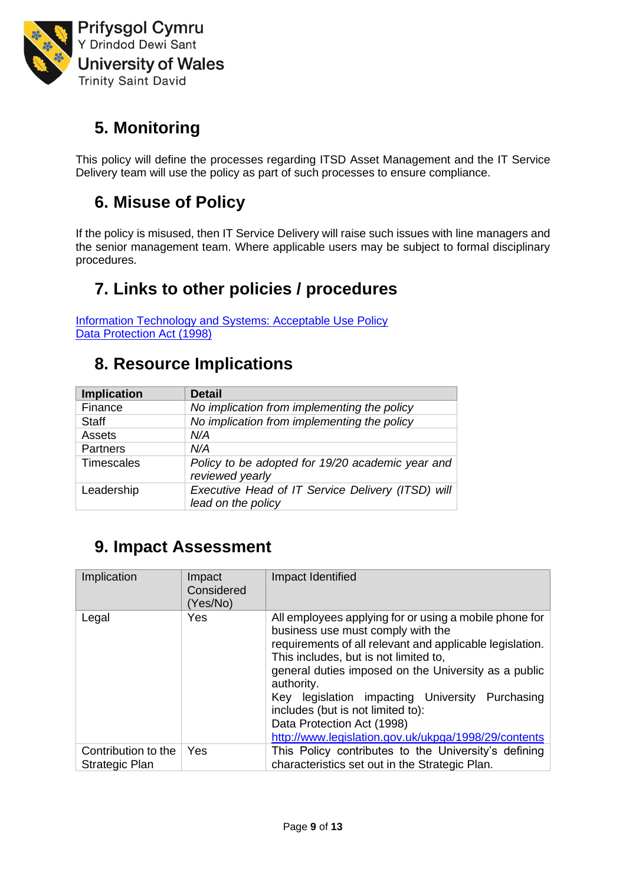## 5. Monitoring

This policy will define the processes regarding ITSD Asset Management and the IT Service Delivery team will use the policy as part of such processes to ensure compliance.

## 6. Misuse of Policy

If the policy is misused, then IT Service Delivery will raise such issues with line managers and the senior management team. Where applicable users may be subject to formal disciplinary procedures.

## 7. Links to other policies / procedures

[Information Technology and Systems: Acceptable Use Policy](#)
[Data Protection Act (1998)](#)

## 8. Resource Implications

| **Implication** | **Detail** |
|---|---|
| Finance | *No implication from implementing the policy* |
| Staff | *No implication from implementing the policy* |
| Assets | *N/A* |
| Partners | *N/A* |
| Timescales | *Policy to be adopted for 19/20 academic year and reviewed yearly* |
| Leadership | *Executive Head of IT Service Delivery (ITSD) will lead on the policy* |

## 9. Impact Assessment

| Implication | Impact Considered (Yes/No) | Impact Identified |
|---|---|---|
| Legal | Yes | All employees applying for or using a mobile phone for business use must comply with the requirements of all relevant and applicable legislation. This includes, but is not limited to, general duties imposed on the University as a public authority. Key legislation impacting University Purchasing includes (but is not limited to): Data Protection Act (1998) [http://www.legislation.gov.uk/ukpga/1998/29/contents](http://www.legislation.gov.uk/ukpga/1998/29/contents) |
| Contribution to the Strategic Plan | Yes | This Policy contributes to the University's defining characteristics set out in the Strategic Plan. |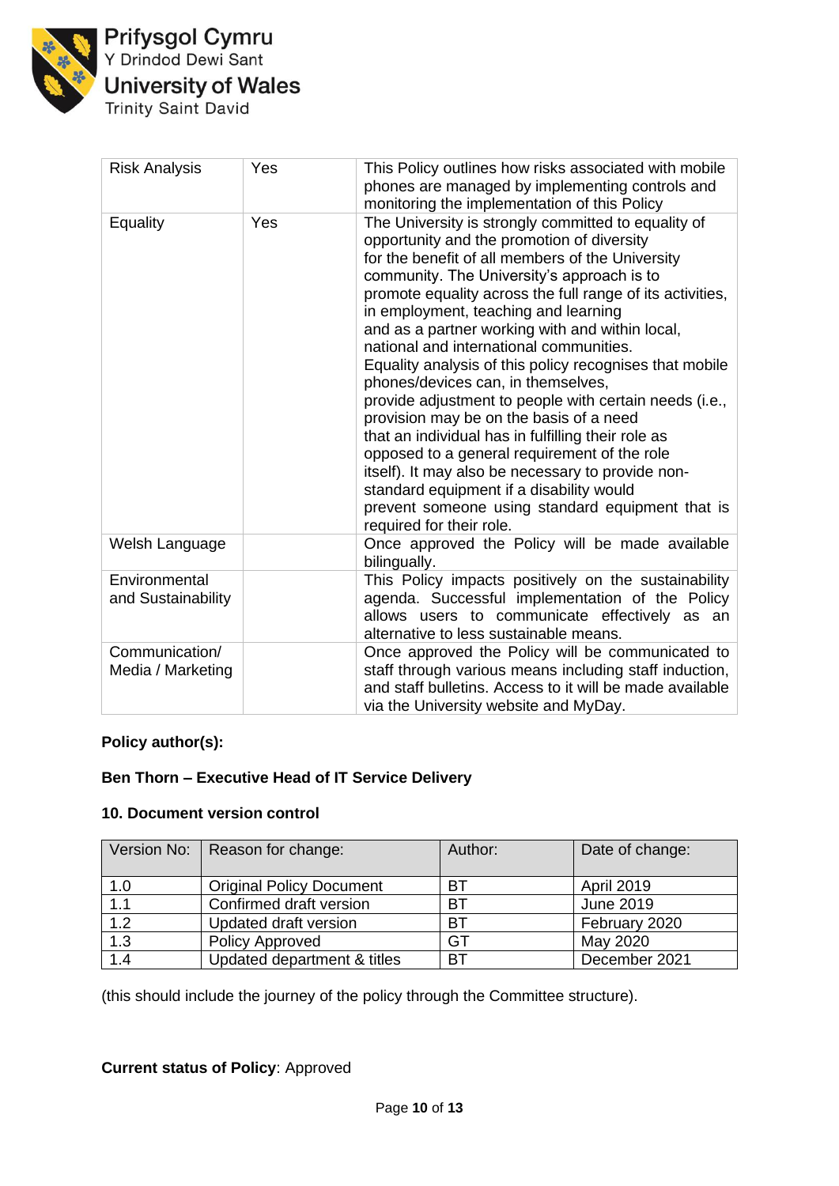| Risk Analysis | Yes | This Policy outlines how risks associated with mobile phones are managed by implementing controls and monitoring the implementation of this Policy |
|---|---|---|
| Equality | Yes | The University is strongly committed to equality of opportunity and the promotion of diversity for the benefit of all members of the University community. The University's approach is to promote equality across the full range of its activities, in employment, teaching and learning and as a partner working with and within local, national and international communities. Equality analysis of this policy recognises that mobile phones/devices can, in themselves, provide adjustment to people with certain needs (i.e., provision may be on the basis of a need that an individual has in fulfilling their role as opposed to a general requirement of the role itself). It may also be necessary to provide non-standard equipment if a disability would prevent someone using standard equipment that is required for their role. |
| Welsh Language | | Once approved the Policy will be made available bilingually. |
| Environmental and Sustainability | | This Policy impacts positively on the sustainability agenda. Successful implementation of the Policy allows users to communicate effectively as an alternative to less sustainable means. |
| Communication/ Media / Marketing | | Once approved the Policy will be communicated to staff through various means including staff induction, and staff bulletins. Access to it will be made available via the University website and MyDay. |

**Policy author(s):**

**Ben Thorn – Executive Head of IT Service Delivery**

**10. Document version control**

| Version No: | Reason for change: | Author: | Date of change: |
|---|---|---|---|
| 1.0 | Original Policy Document | BT | April 2019 |
| 1.1 | Confirmed draft version | BT | June 2019 |
| 1.2 | Updated draft version | BT | February 2020 |
| 1.3 | Policy Approved | GT | May 2020 |
| 1.4 | Updated department & titles | BT | December 2021 |

(this should include the journey of the policy through the Committee structure).

**Current status of Policy**: Approved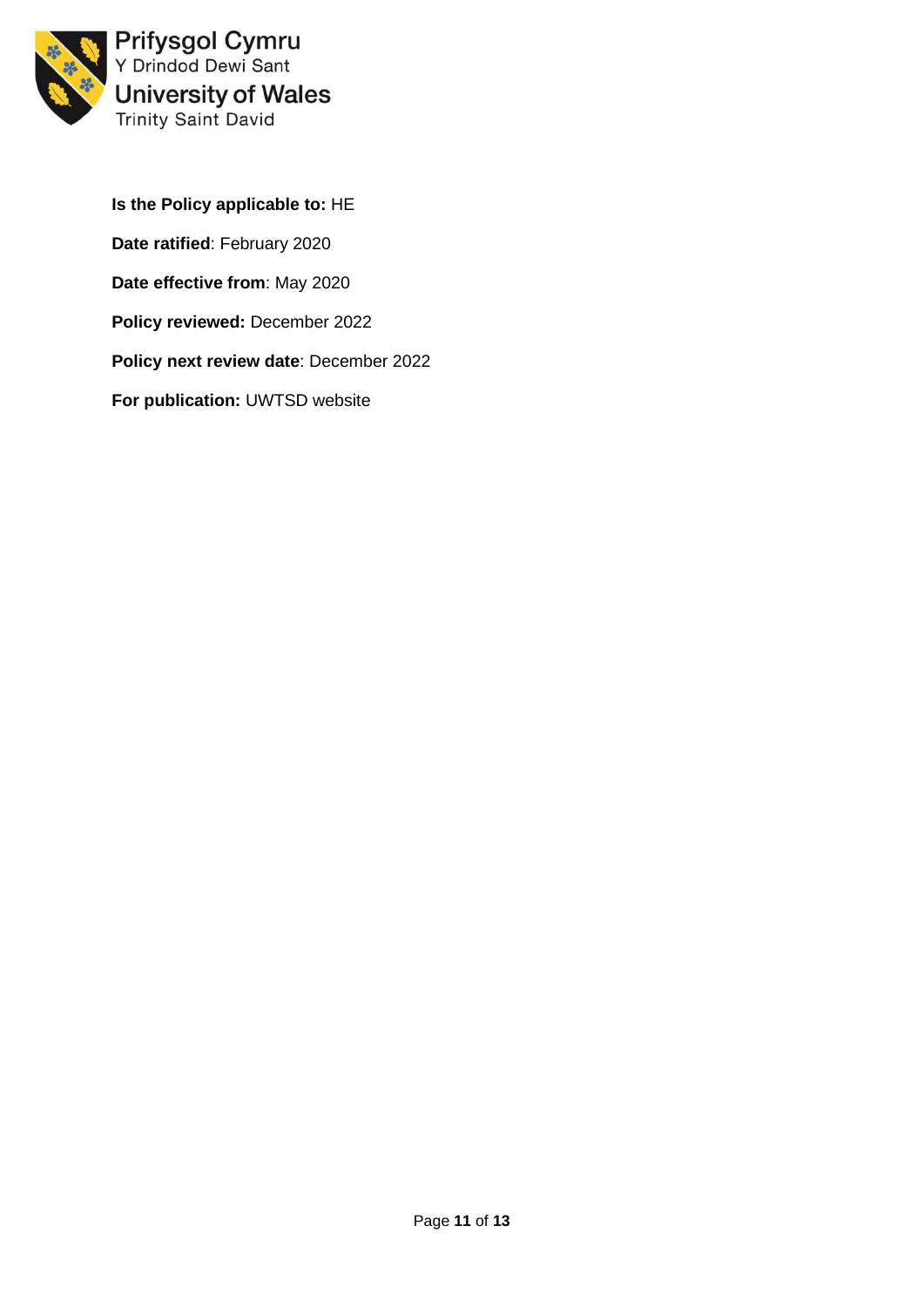**Is the Policy applicable to:** HE

**Date ratified**: February 2020

**Date effective from**: May 2020

**Policy reviewed:** December 2022

**Policy next review date**: December 2022

**For publication:** UWTSD website